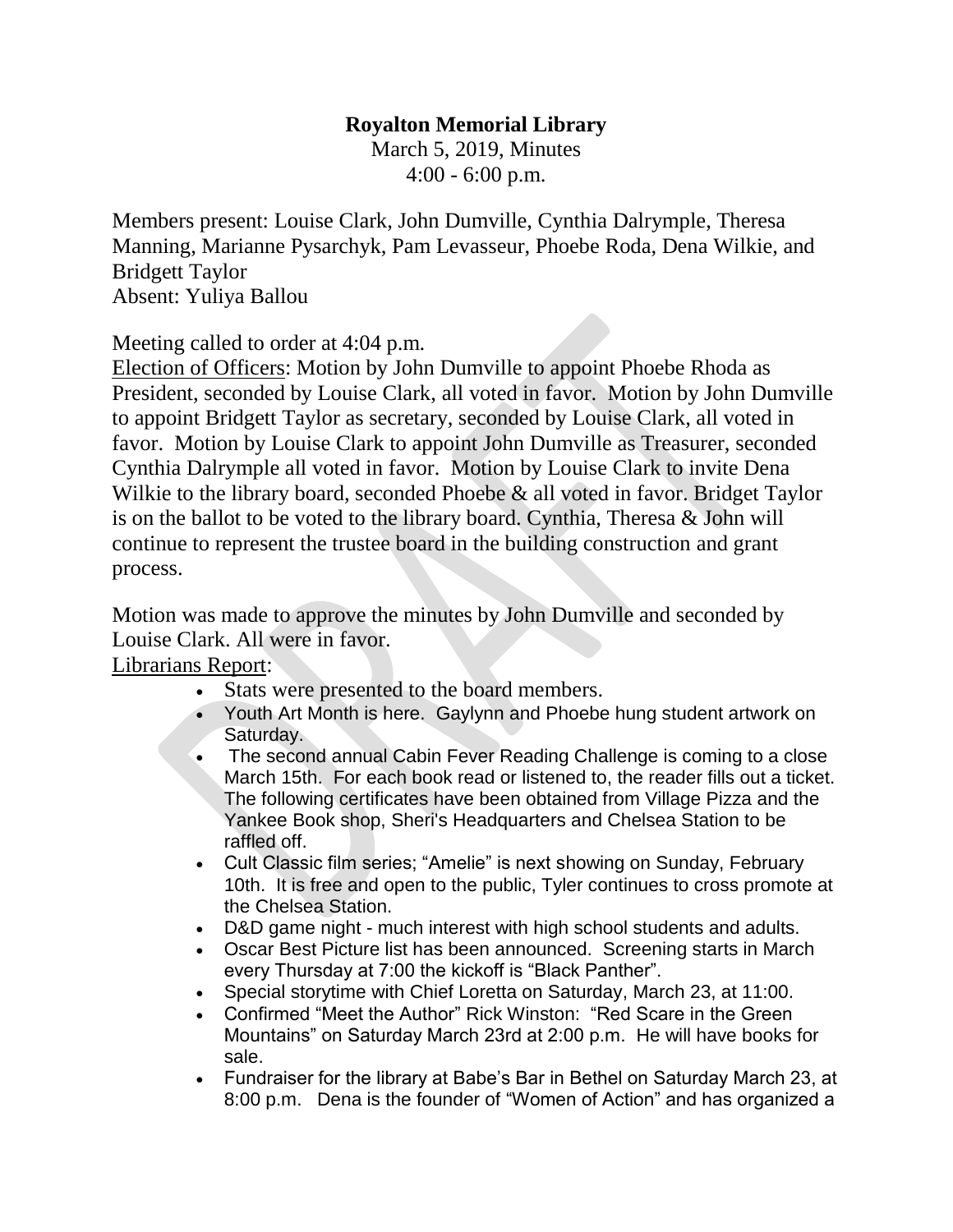**Royalton Memorial Library**

March 5, 2019, Minutes

4:00 - 6:00 p.m.

Members present: Louise Clark, John Dumville, Cynthia Dalrymple, Theresa Manning, Marianne Pysarchyk, Pam Levasseur, Phoebe Roda, Dena Wilkie, and Bridgett Taylor

Absent: Yuliya Ballou

Meeting called to order at 4:04 p.m.

Election of Officers: Motion by John Dumville to appoint Phoebe Rhoda as President, seconded by Louise Clark, all voted in favor. Motion by John Dumville to appoint Bridgett Taylor as secretary, seconded by Louise Clark, all voted in favor. Motion by Louise Clark to appoint John Dumville as Treasurer, seconded Cynthia Dalrymple all voted in favor. Motion by Louise Clark to invite Dena Wilkie to the library board, seconded Phoebe & all voted in favor. Bridget Taylor is on the ballot to be voted to the library board. Cynthia, Theresa & John will continue to represent the trustee board in the building construction and grant process.

Motion was made to approve the minutes by John Dumville and seconded by Louise Clark. All were in favor.

Librarians Report:

- Stats were presented to the board members.
- Youth Art Month is here. Gaylynn and Phoebe hung student artwork on Saturday.
- The second annual Cabin Fever Reading Challenge is coming to a close March 15th. For each book read or listened to, the reader fills out a ticket. The following certificates have been obtained from Village Pizza and the Yankee Book shop, Sheri's Headquarters and Chelsea Station to be raffled off.
- Cult Classic film series; "Amelie" is next showing on Sunday, February 10th. It is free and open to the public, Tyler continues to cross promote at the Chelsea Station.
- D&D game night - much interest with high school students and adults.
- Oscar Best Picture list has been announced. Screening starts in March every Thursday at 7:00 the kickoff is "Black Panther".
- Special storytime with Chief Loretta on Saturday, March 23, at 11:00.
- Confirmed "Meet the Author" Rick Winston: "Red Scare in the Green Mountains" on Saturday March 23rd at 2:00 p.m. He will have books for sale.
- Fundraiser for the library at Babe's Bar in Bethel on Saturday March 23, at 8:00 p.m. Dena is the founder of "Women of Action" and has organized a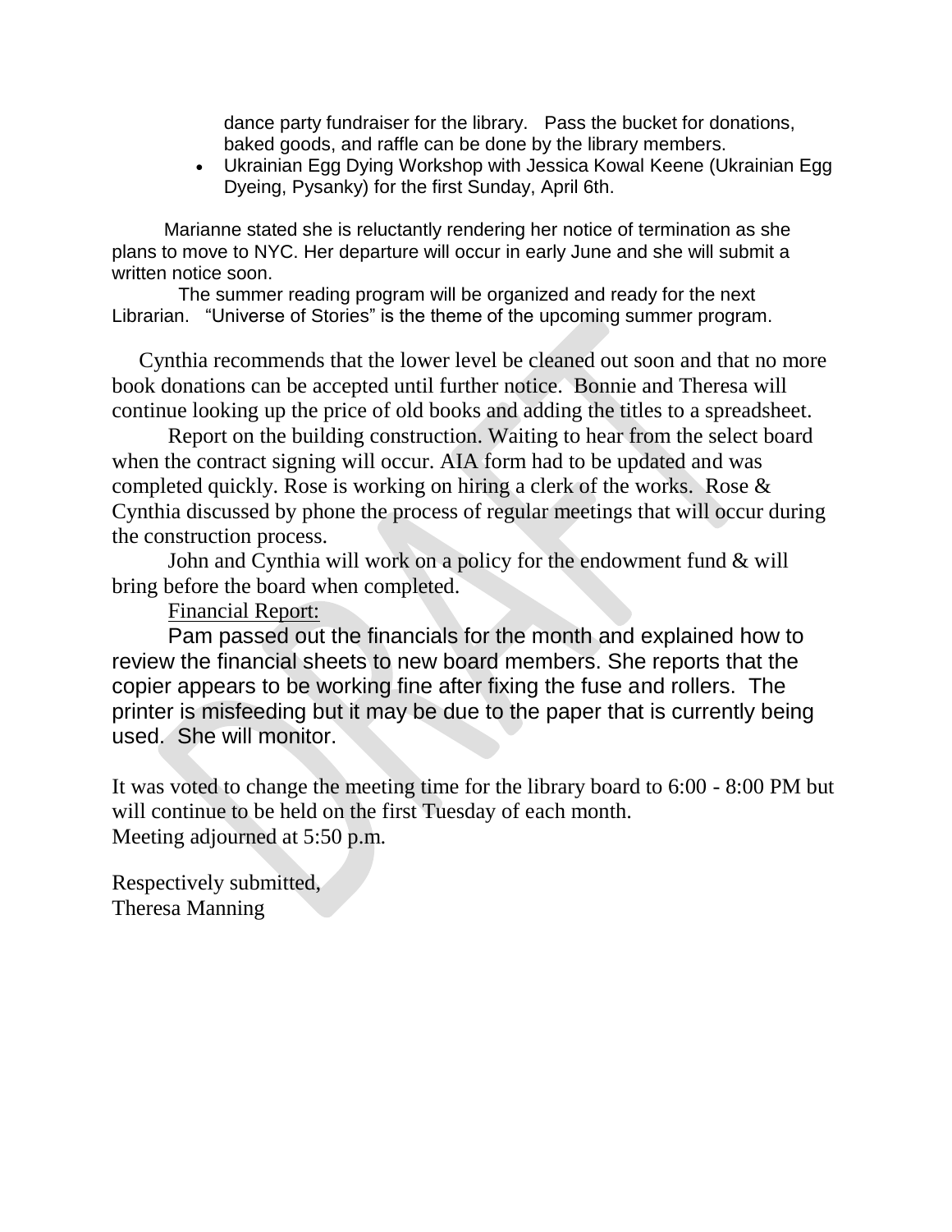dance party fundraiser for the library. Pass the bucket for donations, baked goods, and raffle can be done by the library members.

- Ukrainian Egg Dying Workshop with Jessica Kowal Keene (Ukrainian Egg Dyeing, Pysanky) for the first Sunday, April 6th.

Marianne stated she is reluctantly rendering her notice of termination as she plans to move to NYC. Her departure will occur in early June and she will submit a written notice soon.

The summer reading program will be organized and ready for the next Librarian. "Universe of Stories" is the theme of the upcoming summer program.

Cynthia recommends that the lower level be cleaned out soon and that no more book donations can be accepted until further notice. Bonnie and Theresa will continue looking up the price of old books and adding the titles to a spreadsheet.

Report on the building construction. Waiting to hear from the select board when the contract signing will occur. AIA form had to be updated and was completed quickly. Rose is working on hiring a clerk of the works. Rose & Cynthia discussed by phone the process of regular meetings that will occur during the construction process.

John and Cynthia will work on a policy for the endowment fund & will bring before the board when completed.

Financial Report:

Pam passed out the financials for the month and explained how to review the financial sheets to new board members. She reports that the copier appears to be working fine after fixing the fuse and rollers. The printer is misfeeding but it may be due to the paper that is currently being used. She will monitor.

It was voted to change the meeting time for the library board to 6:00 - 8:00 PM but will continue to be held on the first Tuesday of each month.
Meeting adjourned at 5:50 p.m.

Respectively submitted,
Theresa Manning